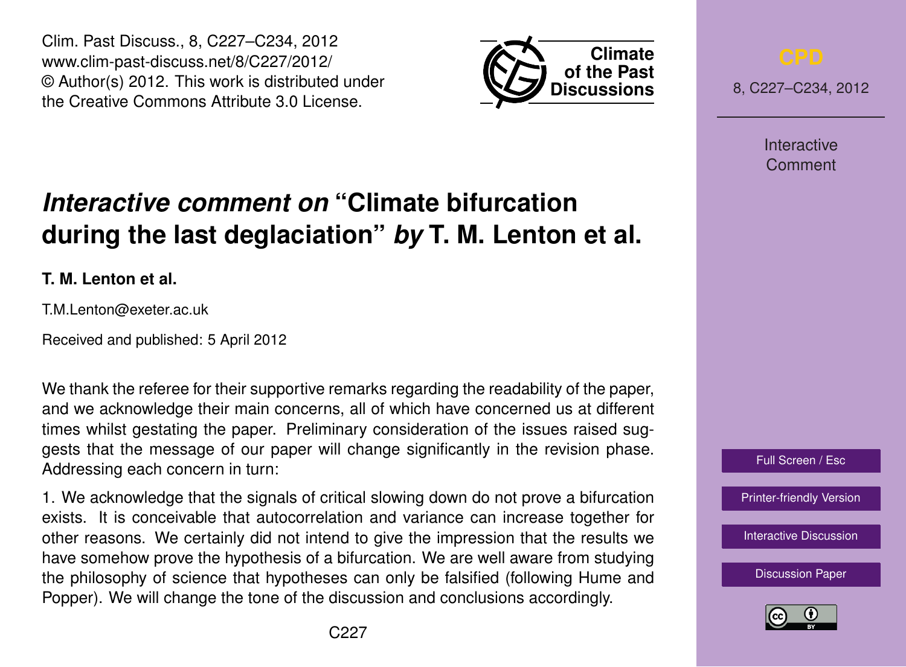Clim. Past Discuss., 8, C227–C234, 2012
www.clim-past-discuss.net/8/C227/2012/
© Author(s) 2012. This work is distributed under the Creative Commons Attribute 3.0 License.

# *Interactive comment on* "Climate bifurcation during the last deglaciation" *by* T. M. Lenton et al.

**T. M. Lenton et al.**

T.M.Lenton@exeter.ac.uk

Received and published: 5 April 2012

We thank the referee for their supportive remarks regarding the readability of the paper, and we acknowledge their main concerns, all of which have concerned us at different times whilst gestating the paper. Preliminary consideration of the issues raised suggests that the message of our paper will change significantly in the revision phase. Addressing each concern in turn:

1. We acknowledge that the signals of critical slowing down do not prove a bifurcation exists. It is conceivable that autocorrelation and variance can increase together for other reasons. We certainly did not intend to give the impression that the results we have somehow prove the hypothesis of a bifurcation. We are well aware from studying the philosophy of science that hypotheses can only be falsified (following Hume and Popper). We will change the tone of the discussion and conclusions accordingly.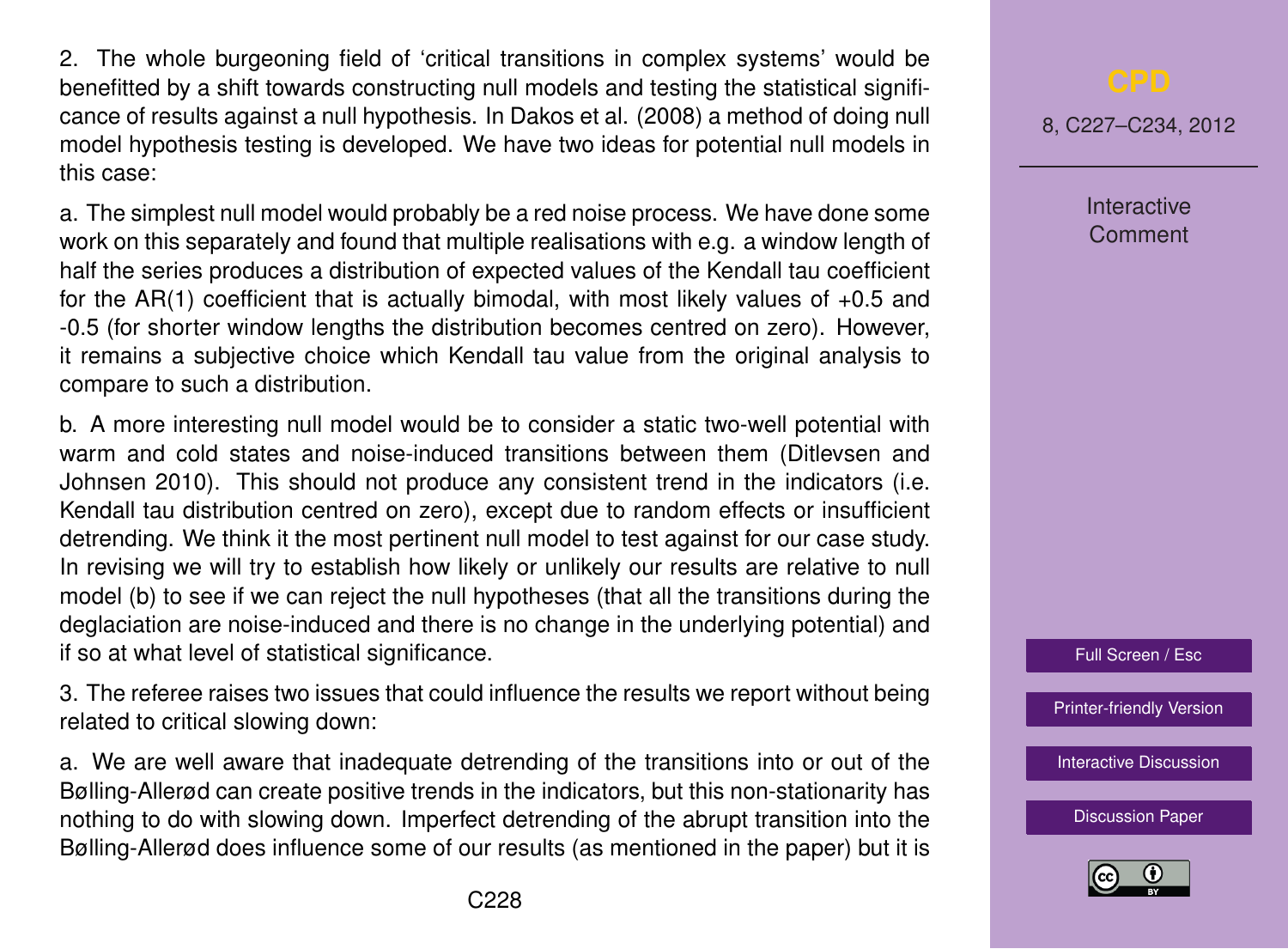2. The whole burgeoning field of 'critical transitions in complex systems' would be benefitted by a shift towards constructing null models and testing the statistical significance of results against a null hypothesis. In Dakos et al. (2008) a method of doing null model hypothesis testing is developed. We have two ideas for potential null models in this case:

a. The simplest null model would probably be a red noise process. We have done some work on this separately and found that multiple realisations with e.g. a window length of half the series produces a distribution of expected values of the Kendall tau coefficient for the AR(1) coefficient that is actually bimodal, with most likely values of +0.5 and -0.5 (for shorter window lengths the distribution becomes centred on zero). However, it remains a subjective choice which Kendall tau value from the original analysis to compare to such a distribution.

b. A more interesting null model would be to consider a static two-well potential with warm and cold states and noise-induced transitions between them (Ditlevsen and Johnsen 2010). This should not produce any consistent trend in the indicators (i.e. Kendall tau distribution centred on zero), except due to random effects or insufficient detrending. We think it the most pertinent null model to test against for our case study. In revising we will try to establish how likely or unlikely our results are relative to null model (b) to see if we can reject the null hypotheses (that all the transitions during the deglaciation are noise-induced and there is no change in the underlying potential) and if so at what level of statistical significance.

3. The referee raises two issues that could influence the results we report without being related to critical slowing down:

a. We are well aware that inadequate detrending of the transitions into or out of the Bølling-Allerød can create positive trends in the indicators, but this non-stationarity has nothing to do with slowing down. Imperfect detrending of the abrupt transition into the Bølling-Allerød does influence some of our results (as mentioned in the paper) but it is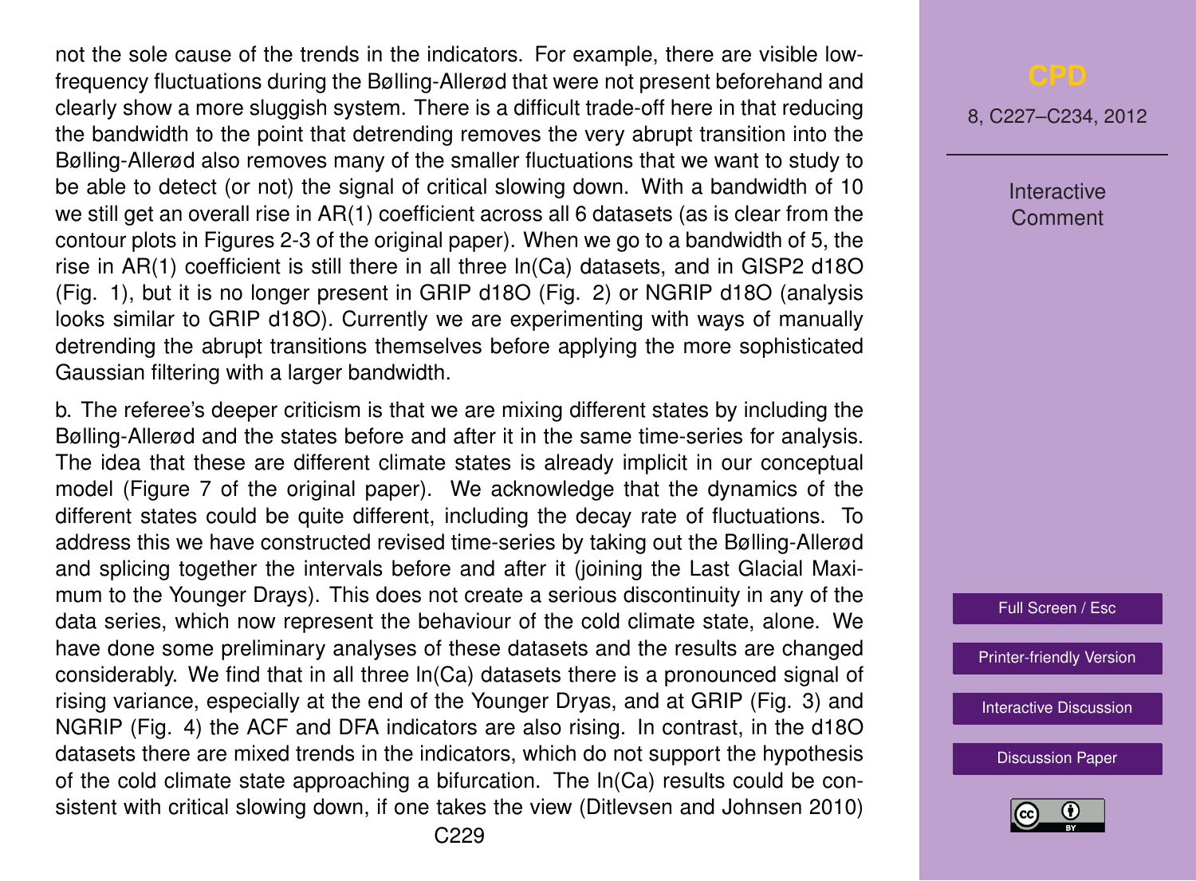not the sole cause of the trends in the indicators. For example, there are visible low-frequency fluctuations during the Bølling-Allerød that were not present beforehand and clearly show a more sluggish system. There is a difficult trade-off here in that reducing the bandwidth to the point that detrending removes the very abrupt transition into the Bølling-Allerød also removes many of the smaller fluctuations that we want to study to be able to detect (or not) the signal of critical slowing down. With a bandwidth of 10 we still get an overall rise in AR(1) coefficient across all 6 datasets (as is clear from the contour plots in Figures 2-3 of the original paper). When we go to a bandwidth of 5, the rise in AR(1) coefficient is still there in all three ln(Ca) datasets, and in GISP2 d18O (Fig. 1), but it is no longer present in GRIP d18O (Fig. 2) or NGRIP d18O (analysis looks similar to GRIP d18O). Currently we are experimenting with ways of manually detrending the abrupt transitions themselves before applying the more sophisticated Gaussian filtering with a larger bandwidth.

b. The referee's deeper criticism is that we are mixing different states by including the Bølling-Allerød and the states before and after it in the same time-series for analysis. The idea that these are different climate states is already implicit in our conceptual model (Figure 7 of the original paper). We acknowledge that the dynamics of the different states could be quite different, including the decay rate of fluctuations. To address this we have constructed revised time-series by taking out the Bølling-Allerød and splicing together the intervals before and after it (joining the Last Glacial Maximum to the Younger Drays). This does not create a serious discontinuity in any of the data series, which now represent the behaviour of the cold climate state, alone. We have done some preliminary analyses of these datasets and the results are changed considerably. We find that in all three ln(Ca) datasets there is a pronounced signal of rising variance, especially at the end of the Younger Dryas, and at GRIP (Fig. 3) and NGRIP (Fig. 4) the ACF and DFA indicators are also rising. In contrast, in the d18O datasets there are mixed trends in the indicators, which do not support the hypothesis of the cold climate state approaching a bifurcation. The ln(Ca) results could be consistent with critical slowing down, if one takes the view (Ditlevsen and Johnsen 2010)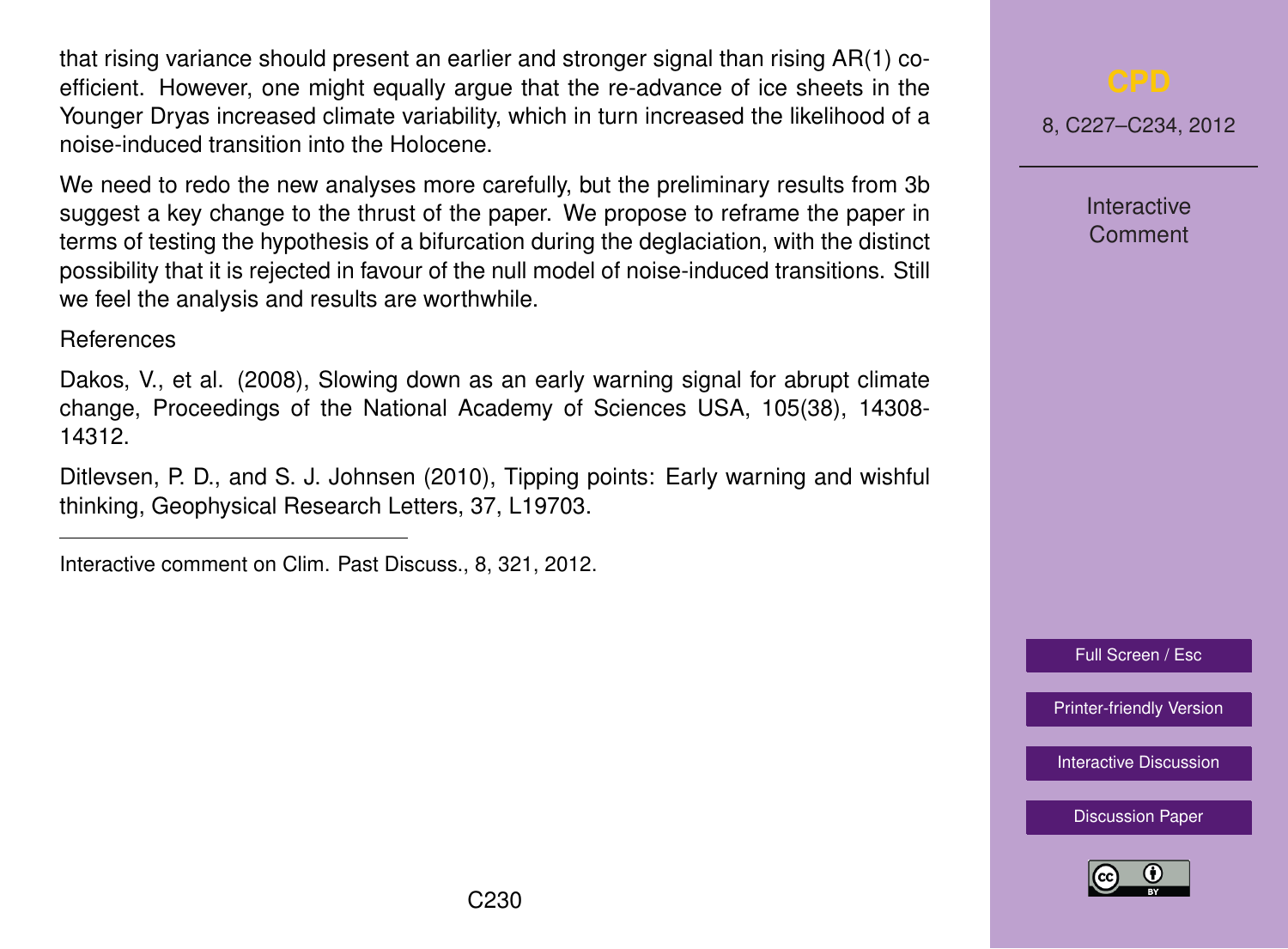that rising variance should present an earlier and stronger signal than rising AR(1) coefficient. However, one might equally argue that the re-advance of ice sheets in the Younger Dryas increased climate variability, which in turn increased the likelihood of a noise-induced transition into the Holocene.

We need to redo the new analyses more carefully, but the preliminary results from 3b suggest a key change to the thrust of the paper. We propose to reframe the paper in terms of testing the hypothesis of a bifurcation during the deglaciation, with the distinct possibility that it is rejected in favour of the null model of noise-induced transitions. Still we feel the analysis and results are worthwhile.

References

Dakos, V., et al. (2008), Slowing down as an early warning signal for abrupt climate change, Proceedings of the National Academy of Sciences USA, 105(38), 14308-14312.

Ditlevsen, P. D., and S. J. Johnsen (2010), Tipping points: Early warning and wishful thinking, Geophysical Research Letters, 37, L19703.

---

Interactive comment on Clim. Past Discuss., 8, 321, 2012.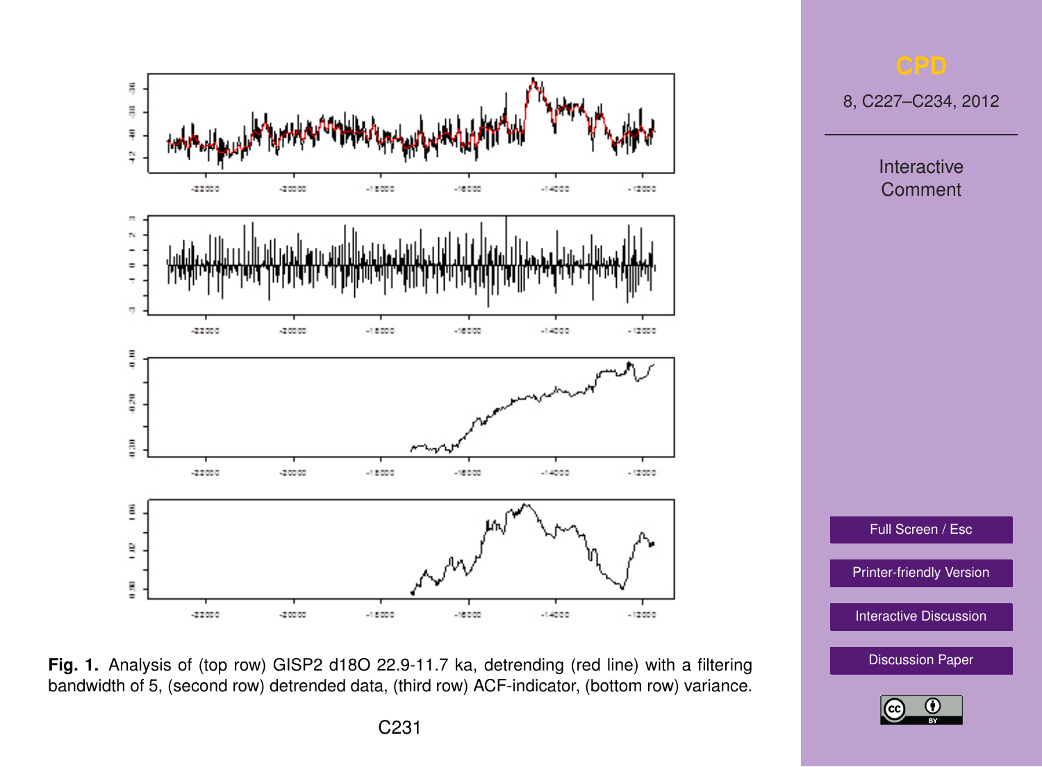-36
-38
-40
-42
-22000
-20000
-18000
-16000
-14000
-12000

3
2
1
0
-1
-3
-22000
-20000
-18000
-16000
-14000
-12000

-22000
-20000
-18000
-16000
-14000
-12000

-22000
-20000
-18000
-16000
-14000
-12000

**Fig. 1.** Analysis of (top row) GISP2 d18O 22.9-11.7 ka, detrending (red line) with a filtering bandwidth of 5, (second row) detrended data, (third row) ACF-indicator, (bottom row) variance.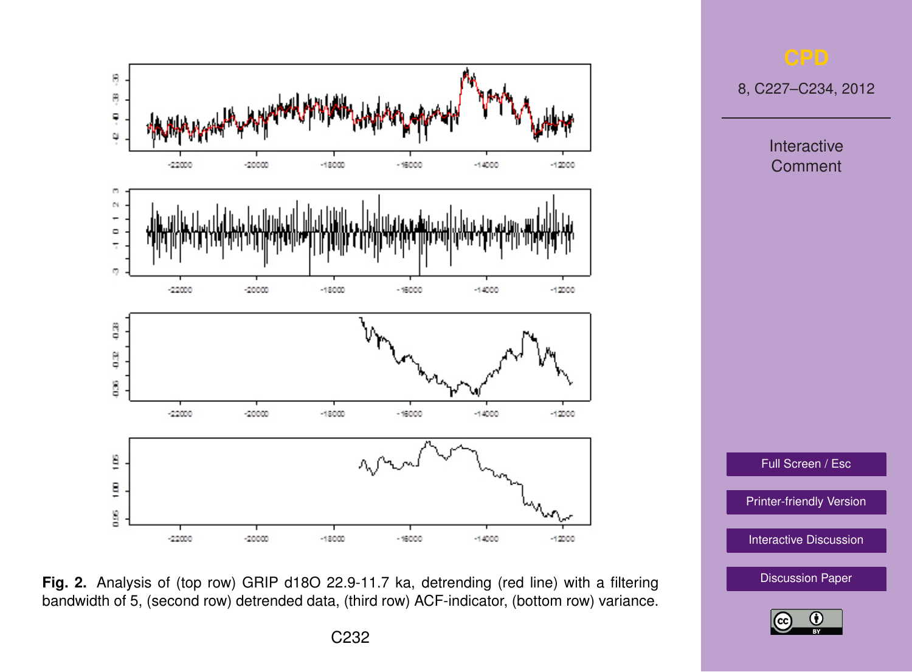-22000
-20000
-18000
-16000
-14000
-12000

**Fig. 2.** Analysis of (top row) GRIP d18O 22.9-11.7 ka, detrending (red line) with a filtering bandwidth of 5, (second row) detrended data, (third row) ACF-indicator, (bottom row) variance.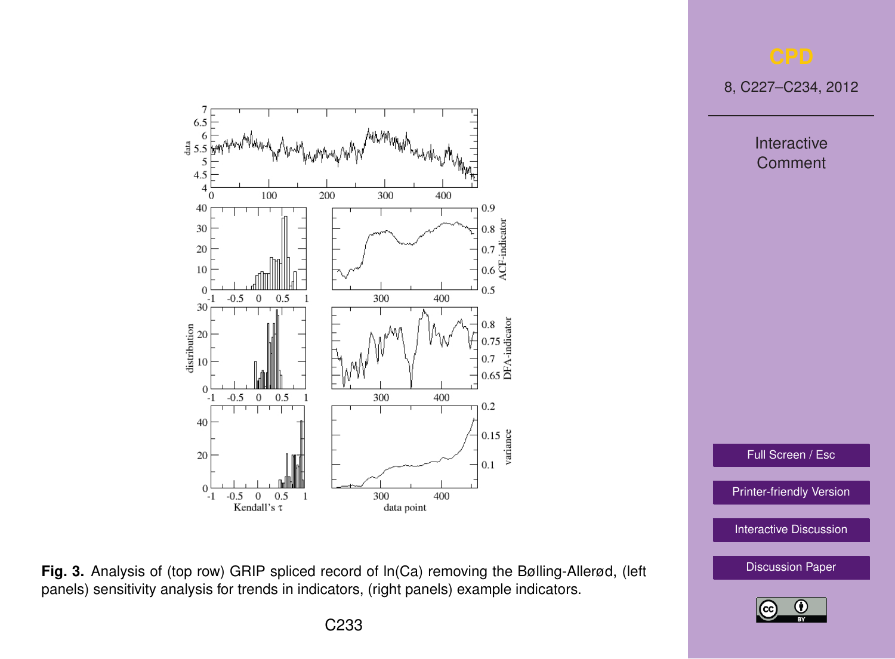7
6.5
6
5.5
5
4.5
4
data
0
100
200
300
400

40
30
20
10
0
-1
-0.5
0
0.5
1

0.9
0.8
0.7
0.6
0.5
ACF-indicator
300
400

30
20
10
0
distribution
-1
-0.5
0
0.5
1

0.8
0.75
0.7
0.65
DFA-indicator
300
400

40
20
0
-1
-0.5
0
0.5
1
Kendall's τ

0.2
0.15
0.1
variance
300
400
data point

**Fig. 3.** Analysis of (top row) GRIP spliced record of ln(Ca) removing the Bølling-Allerød, (left panels) sensitivity analysis for trends in indicators, (right panels) example indicators.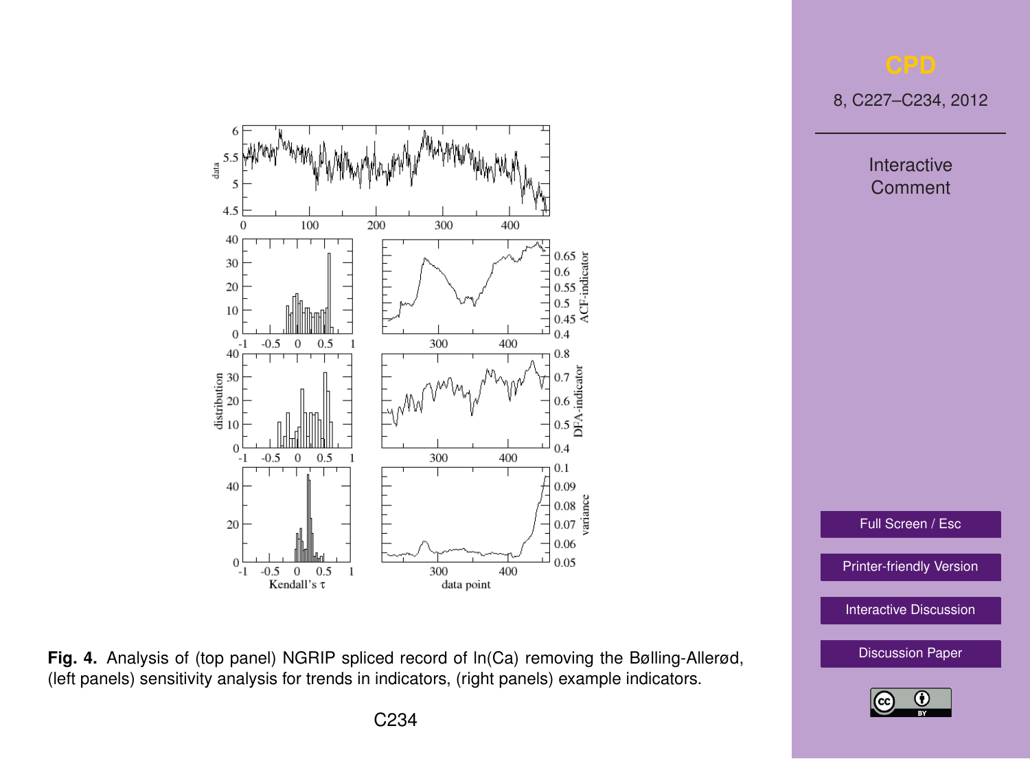6
5.5
5
4.5
data
0
100
200
300
400

40
30
20
10
0
-1
-0.5
0
0.5
1

300
400
0.65
0.6
0.55
0.5
0.45
0.4
ACF-indicator

40
30
20
10
0
distribution
-1
-0.5
0
0.5
1

300
400
0.8
0.7
0.6
0.5
0.4
DFA-indicator

40
20
0
-1
-0.5
0
0.5
1
Kendall's τ

300
400
data point
0.1
0.09
0.08
0.07
0.06
0.05
variance

**Fig. 4.** Analysis of (top panel) NGRIP spliced record of ln(Ca) removing the Bølling-Allerød, (left panels) sensitivity analysis for trends in indicators, (right panels) example indicators.